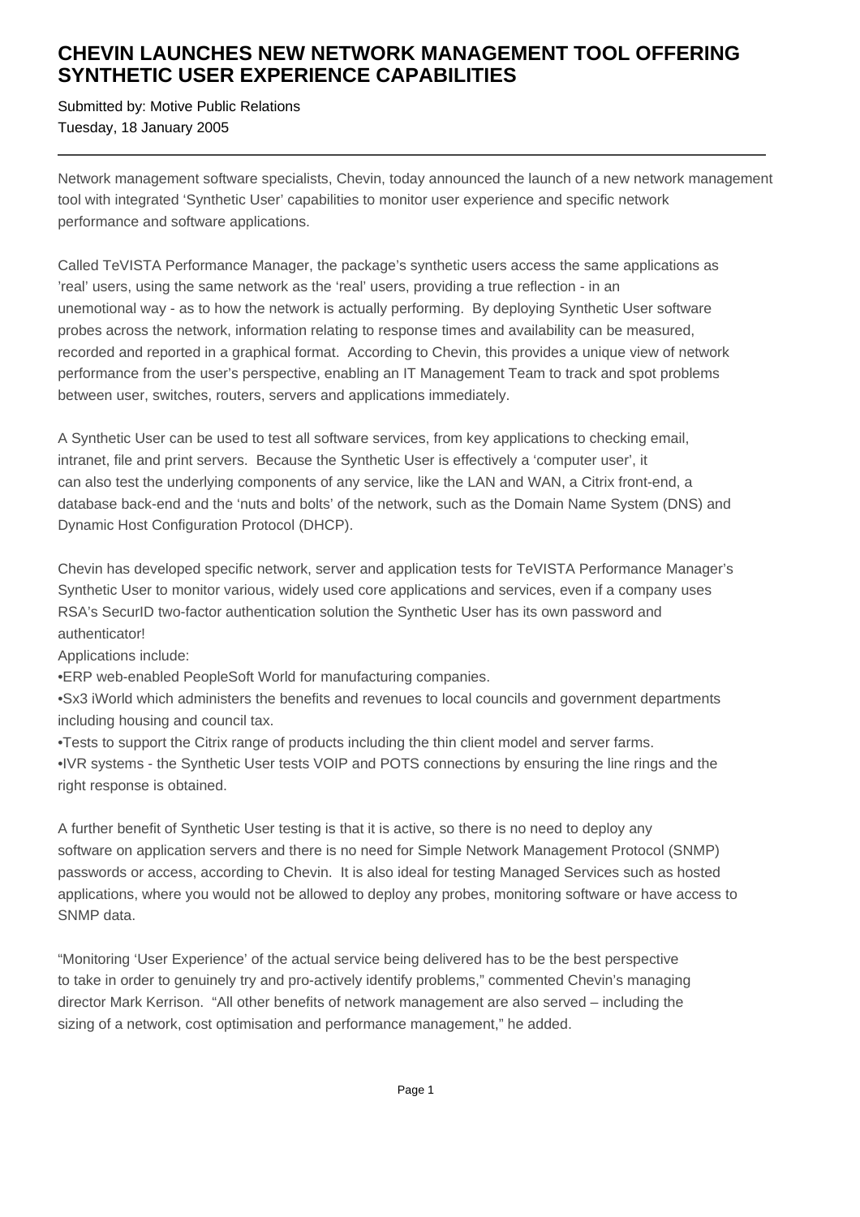# CHEVIN LAUNCHES NEW NETWORK MANAGEMENT TOOL OFFERING SYNTHETIC USER EXPERIENCE CAPABILITIES

Submitted by: Motive Public Relations
Tuesday, 18 January 2005

---

Network management software specialists, Chevin, today announced the launch of a new network management tool with integrated 'Synthetic User' capabilities to monitor user experience and specific network performance and software applications.

Called TeVISTA Performance Manager, the package's synthetic users access the same applications as 'real' users, using the same network as the 'real' users, providing a true reflection - in an unemotional way - as to how the network is actually performing. By deploying Synthetic User software probes across the network, information relating to response times and availability can be measured, recorded and reported in a graphical format. According to Chevin, this provides a unique view of network performance from the user's perspective, enabling an IT Management Team to track and spot problems between user, switches, routers, servers and applications immediately.

A Synthetic User can be used to test all software services, from key applications to checking email, intranet, file and print servers. Because the Synthetic User is effectively a 'computer user', it can also test the underlying components of any service, like the LAN and WAN, a Citrix front-end, a database back-end and the 'nuts and bolts' of the network, such as the Domain Name System (DNS) and Dynamic Host Configuration Protocol (DHCP).

Chevin has developed specific network, server and application tests for TeVISTA Performance Manager's Synthetic User to monitor various, widely used core applications and services, even if a company uses RSA's SecurID two-factor authentication solution the Synthetic User has its own password and authenticator!

Applications include:

- ERP web-enabled PeopleSoft World for manufacturing companies.
- Sx3 iWorld which administers the benefits and revenues to local councils and government departments including housing and council tax.
- Tests to support the Citrix range of products including the thin client model and server farms.
- IVR systems - the Synthetic User tests VOIP and POTS connections by ensuring the line rings and the right response is obtained.

A further benefit of Synthetic User testing is that it is active, so there is no need to deploy any software on application servers and there is no need for Simple Network Management Protocol (SNMP) passwords or access, according to Chevin. It is also ideal for testing Managed Services such as hosted applications, where you would not be allowed to deploy any probes, monitoring software or have access to SNMP data.

"Monitoring 'User Experience' of the actual service being delivered has to be the best perspective to take in order to genuinely try and pro-actively identify problems," commented Chevin's managing director Mark Kerrison. "All other benefits of network management are also served – including the sizing of a network, cost optimisation and performance management," he added.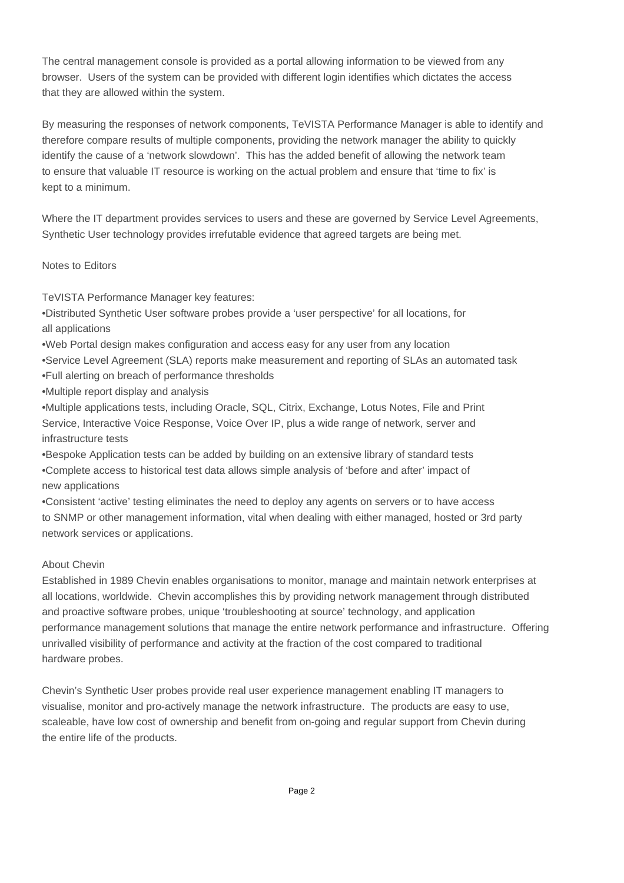The central management console is provided as a portal allowing information to be viewed from any browser. Users of the system can be provided with different login identifies which dictates the access that they are allowed within the system.

By measuring the responses of network components, TeVISTA Performance Manager is able to identify and therefore compare results of multiple components, providing the network manager the ability to quickly identify the cause of a 'network slowdown'. This has the added benefit of allowing the network team to ensure that valuable IT resource is working on the actual problem and ensure that 'time to fix' is kept to a minimum.

Where the IT department provides services to users and these are governed by Service Level Agreements, Synthetic User technology provides irrefutable evidence that agreed targets are being met.

Notes to Editors

TeVISTA Performance Manager key features:

- Distributed Synthetic User software probes provide a 'user perspective' for all locations, for all applications
- Web Portal design makes configuration and access easy for any user from any location
- Service Level Agreement (SLA) reports make measurement and reporting of SLAs an automated task
- Full alerting on breach of performance thresholds
- Multiple report display and analysis
- Multiple applications tests, including Oracle, SQL, Citrix, Exchange, Lotus Notes, File and Print Service, Interactive Voice Response, Voice Over IP, plus a wide range of network, server and infrastructure tests
- Bespoke Application tests can be added by building on an extensive library of standard tests
- Complete access to historical test data allows simple analysis of 'before and after' impact of new applications
- Consistent 'active' testing eliminates the need to deploy any agents on servers or to have access to SNMP or other management information, vital when dealing with either managed, hosted or 3rd party network services or applications.

About Chevin

Established in 1989 Chevin enables organisations to monitor, manage and maintain network enterprises at all locations, worldwide. Chevin accomplishes this by providing network management through distributed and proactive software probes, unique 'troubleshooting at source' technology, and application performance management solutions that manage the entire network performance and infrastructure. Offering unrivalled visibility of performance and activity at the fraction of the cost compared to traditional hardware probes.

Chevin's Synthetic User probes provide real user experience management enabling IT managers to visualise, monitor and pro-actively manage the network infrastructure. The products are easy to use, scaleable, have low cost of ownership and benefit from on-going and regular support from Chevin during the entire life of the products.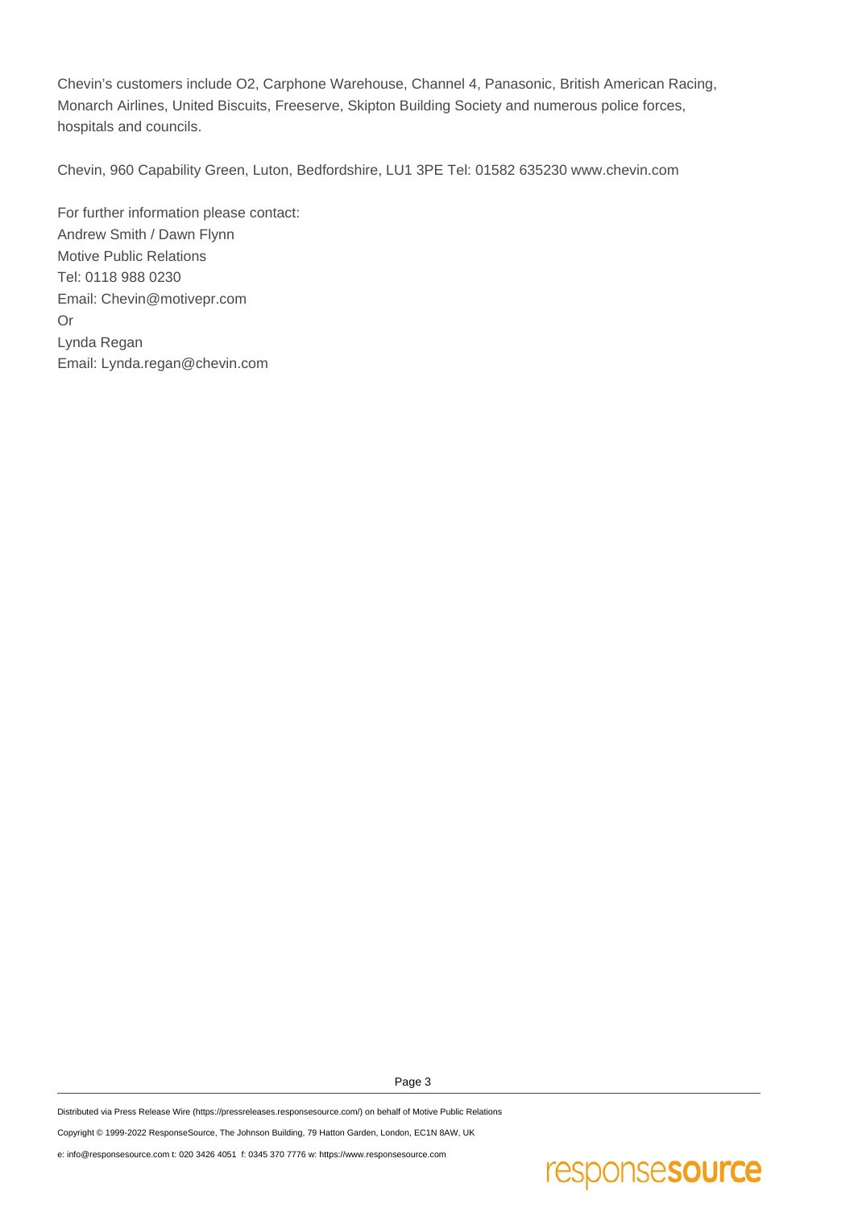Chevin’s customers include O2, Carphone Warehouse, Channel 4, Panasonic, British American Racing, Monarch Airlines, United Biscuits, Freeserve, Skipton Building Society and numerous police forces, hospitals and councils.

Chevin, 960 Capability Green, Luton, Bedfordshire, LU1 3PE Tel: 01582 635230 www.chevin.com

For further information please contact:
Andrew Smith / Dawn Flynn
Motive Public Relations
Tel: 0118 988 0230
Email: Chevin@motivepr.com
Or
Lynda Regan
Email: Lynda.regan@chevin.com